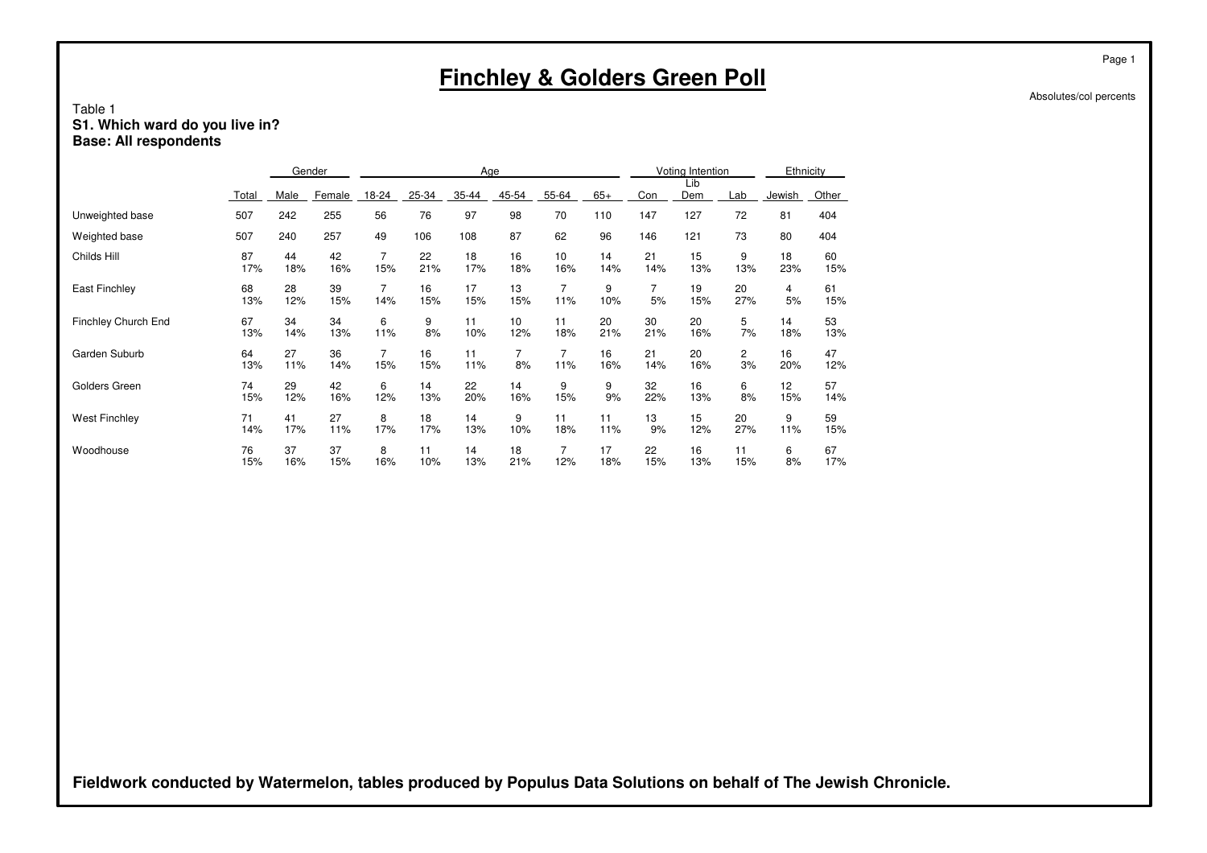# Finchley & Golders Green Poll

Absolutes/col percents

Table 1
**S1. Which ward do you live in?**
**Base: All respondents**

| | | Gender | | Age | | | | | | Voting Intention | | | Ethnicity | |
|---|---|---|---|---|---|---|---|---|---|---|---|---|---|---|
| | Total | Male | Female | 18-24 | 25-34 | 35-44 | 45-54 | 55-64 | 65+ | Con | Lib Dem | Lab | Jewish | Other |
| Unweighted base | 507 | 242 | 255 | 56 | 76 | 97 | 98 | 70 | 110 | 147 | 127 | 72 | 81 | 404 |
| Weighted base | 507 | 240 | 257 | 49 | 106 | 108 | 87 | 62 | 96 | 146 | 121 | 73 | 80 | 404 |
| Childs Hill | 87 | 44 | 42 | 7 | 22 | 18 | 16 | 10 | 14 | 21 | 15 | 9 | 18 | 60 |
| | 17% | 18% | 16% | 15% | 21% | 17% | 18% | 16% | 14% | 14% | 13% | 13% | 23% | 15% |
| East Finchley | 68 | 28 | 39 | 7 | 16 | 17 | 13 | 7 | 9 | 7 | 19 | 20 | 4 | 61 |
| | 13% | 12% | 15% | 14% | 15% | 15% | 15% | 11% | 10% | 5% | 15% | 27% | 5% | 15% |
| Finchley Church End | 67 | 34 | 34 | 6 | 9 | 11 | 10 | 11 | 20 | 30 | 20 | 5 | 14 | 53 |
| | 13% | 14% | 13% | 11% | 8% | 10% | 12% | 18% | 21% | 21% | 16% | 7% | 18% | 13% |
| Garden Suburb | 64 | 27 | 36 | 7 | 16 | 11 | 7 | 7 | 16 | 21 | 20 | 2 | 16 | 47 |
| | 13% | 11% | 14% | 15% | 15% | 11% | 8% | 11% | 16% | 14% | 16% | 3% | 20% | 12% |
| Golders Green | 74 | 29 | 42 | 6 | 14 | 22 | 14 | 9 | 9 | 32 | 16 | 6 | 12 | 57 |
| | 15% | 12% | 16% | 12% | 13% | 20% | 16% | 15% | 9% | 22% | 13% | 8% | 15% | 14% |
| West Finchley | 71 | 41 | 27 | 8 | 18 | 14 | 9 | 11 | 11 | 13 | 15 | 20 | 9 | 59 |
| | 14% | 17% | 11% | 17% | 17% | 13% | 10% | 18% | 11% | 9% | 12% | 27% | 11% | 15% |
| Woodhouse | 76 | 37 | 37 | 8 | 11 | 14 | 18 | 7 | 17 | 22 | 16 | 11 | 6 | 67 |
| | 15% | 16% | 15% | 16% | 10% | 13% | 21% | 12% | 18% | 15% | 13% | 15% | 8% | 17% |

**Fieldwork conducted by Watermelon, tables produced by Populus Data Solutions on behalf of The Jewish Chronicle.**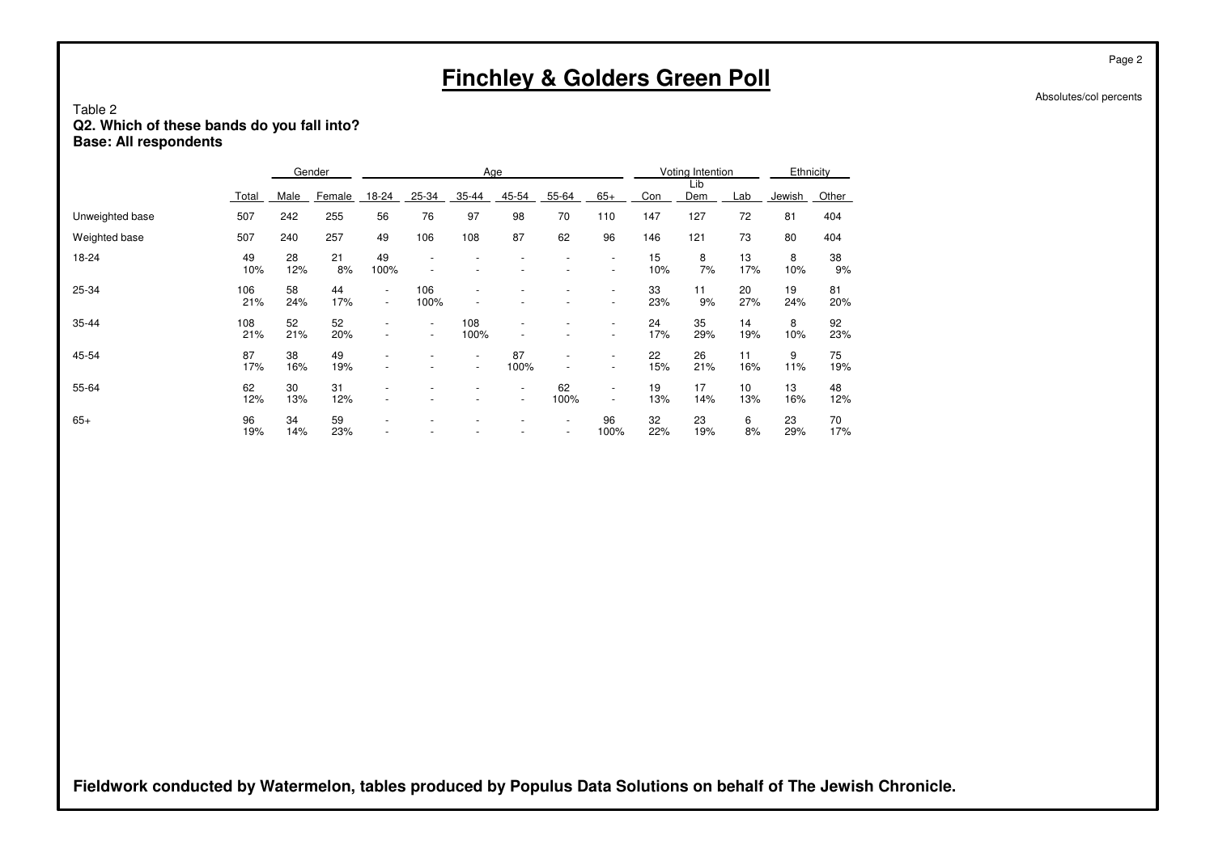# Finchley & Golders Green Poll

Absolutes/col percents

Table 2
**Q2. Which of these bands do you fall into?**
**Base: All respondents**

| | | Gender | | Age | | | | | | Voting Intention | | | Ethnicity | |
|---|---|---|---|---|---|---|---|---|---|---|---|---|---|---|
| | Total | Male | Female | 18-24 | 25-34 | 35-44 | 45-54 | 55-64 | 65+ | Con | Lib Dem | Lab | Jewish | Other |
| Unweighted base | 507 | 242 | 255 | 56 | 76 | 97 | 98 | 70 | 110 | 147 | 127 | 72 | 81 | 404 |
| Weighted base | 507 | 240 | 257 | 49 | 106 | 108 | 87 | 62 | 96 | 146 | 121 | 73 | 80 | 404 |
| 18-24 | 49 | 28 | 21 | 49 | - | - | - | - | - | 15 | 8 | 13 | 8 | 38 |
| | 10% | 12% | 8% | 100% | - | - | - | - | - | 10% | 7% | 17% | 10% | 9% |
| 25-34 | 106 | 58 | 44 | - | 106 | - | - | - | - | 33 | 11 | 20 | 19 | 81 |
| | 21% | 24% | 17% | - | 100% | - | - | - | - | 23% | 9% | 27% | 24% | 20% |
| 35-44 | 108 | 52 | 52 | - | - | 108 | - | - | - | 24 | 35 | 14 | 8 | 92 |
| | 21% | 21% | 20% | - | - | 100% | - | - | - | 17% | 29% | 19% | 10% | 23% |
| 45-54 | 87 | 38 | 49 | - | - | - | 87 | - | - | 22 | 26 | 11 | 9 | 75 |
| | 17% | 16% | 19% | - | - | - | 100% | - | - | 15% | 21% | 16% | 11% | 19% |
| 55-64 | 62 | 30 | 31 | - | - | - | - | 62 | - | 19 | 17 | 10 | 13 | 48 |
| | 12% | 13% | 12% | - | - | - | - | 100% | - | 13% | 14% | 13% | 16% | 12% |
| 65+ | 96 | 34 | 59 | - | - | - | - | - | 96 | 32 | 23 | 6 | 23 | 70 |
| | 19% | 14% | 23% | - | - | - | - | - | 100% | 22% | 19% | 8% | 29% | 17% |

**Fieldwork conducted by Watermelon, tables produced by Populus Data Solutions on behalf of The Jewish Chronicle.**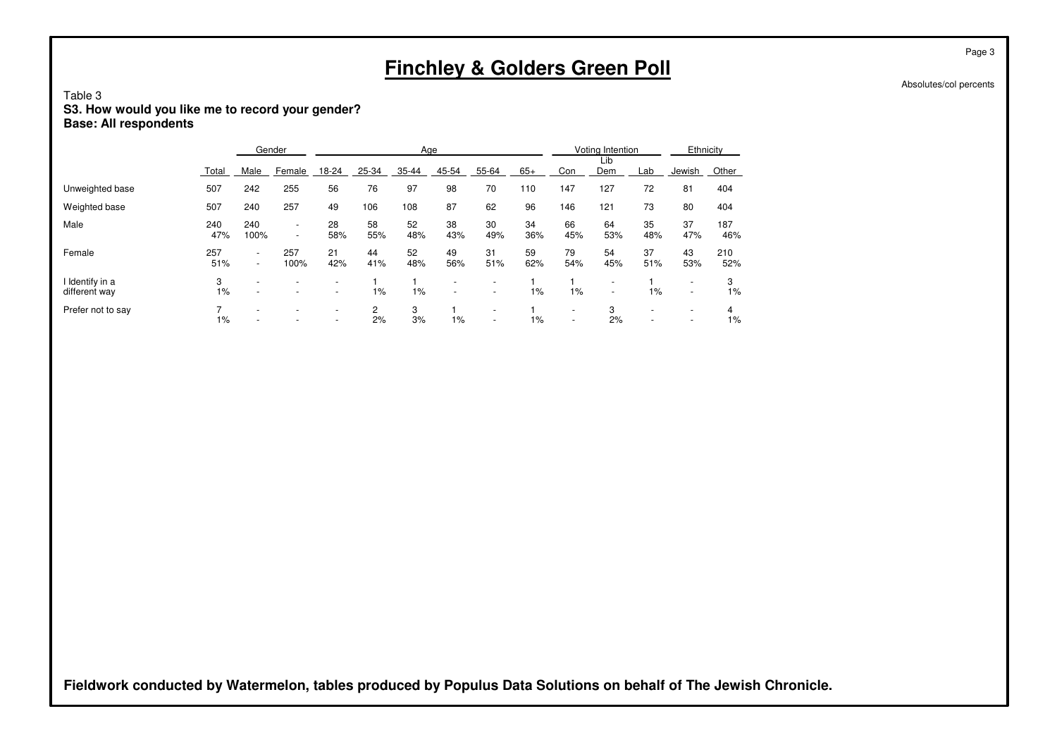# Finchley & Golders Green Poll

Absolutes/col percents

Table 3
**S3. How would you like me to record your gender?**
**Base: All respondents**

| | | Gender | | Age | | | | | | Voting Intention | | | Ethnicity | |
|---|---|---|---|---|---|---|---|---|---|---|---|---|---|---|
| | Total | Male | Female | 18-24 | 25-34 | 35-44 | 45-54 | 55-64 | 65+ | Con | Lib Dem | Lab | Jewish | Other |
| Unweighted base | 507 | 242 | 255 | 56 | 76 | 97 | 98 | 70 | 110 | 147 | 127 | 72 | 81 | 404 |
| Weighted base | 507 | 240 | 257 | 49 | 106 | 108 | 87 | 62 | 96 | 146 | 121 | 73 | 80 | 404 |
| Male | 240 | 240 | - | 28 | 58 | 52 | 38 | 30 | 34 | 66 | 64 | 35 | 37 | 187 |
| | 47% | 100% | - | 58% | 55% | 48% | 43% | 49% | 36% | 45% | 53% | 48% | 47% | 46% |
| Female | 257 | - | 257 | 21 | 44 | 52 | 49 | 31 | 59 | 79 | 54 | 37 | 43 | 210 |
| | 51% | - | 100% | 42% | 41% | 48% | 56% | 51% | 62% | 54% | 45% | 51% | 53% | 52% |
| I Identify in a different way | 3 | - | - | - | 1 | 1 | - | - | 1 | 1 | - | 1 | - | 3 |
| | 1% | - | - | - | 1% | 1% | - | - | 1% | 1% | - | 1% | - | 1% |
| Prefer not to say | 7 | - | - | - | 2 | 3 | 1 | - | 1 | - | 3 | - | - | 4 |
| | 1% | - | - | - | 2% | 3% | 1% | - | 1% | - | 2% | - | - | 1% |

**Fieldwork conducted by Watermelon, tables produced by Populus Data Solutions on behalf of The Jewish Chronicle.**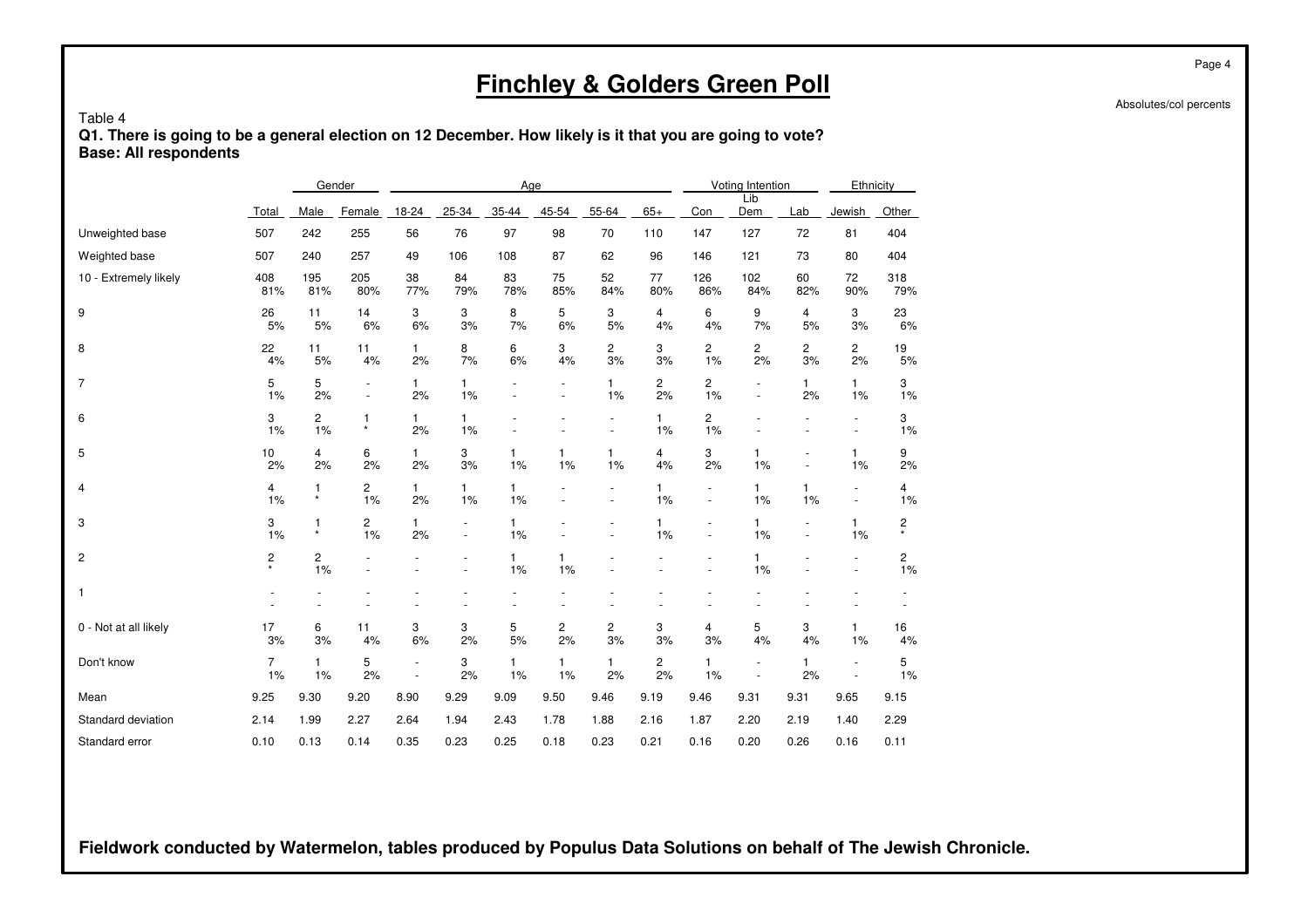# Finchley & Golders Green Poll

Absolutes/col percents

Table 4

**Q1. There is going to be a general election on 12 December. How likely is it that you are going to vote?**
**Base: All respondents**

| | | Gender | | Age | | | | | | Voting Intention | | | Ethnicity | |
|---|---|---|---|---|---|---|---|---|---|---|---|---|---|---|
| | Total | Male | Female | 18-24 | 25-34 | 35-44 | 45-54 | 55-64 | 65+ | Con | Lib Dem | Lab | Jewish | Other |
| Unweighted base | 507 | 242 | 255 | 56 | 76 | 97 | 98 | 70 | 110 | 147 | 127 | 72 | 81 | 404 |
| Weighted base | 507 | 240 | 257 | 49 | 106 | 108 | 87 | 62 | 96 | 146 | 121 | 73 | 80 | 404 |
| 10 - Extremely likely | 408 | 195 | 205 | 38 | 84 | 83 | 75 | 52 | 77 | 126 | 102 | 60 | 72 | 318 |
| | 81% | 81% | 80% | 77% | 79% | 78% | 85% | 84% | 80% | 86% | 84% | 82% | 90% | 79% |
| 9 | 26 | 11 | 14 | 3 | 3 | 8 | 5 | 3 | 4 | 6 | 9 | 4 | 3 | 23 |
| | 5% | 5% | 6% | 6% | 3% | 7% | 6% | 5% | 4% | 4% | 7% | 5% | 3% | 6% |
| 8 | 22 | 11 | 11 | 1 | 8 | 6 | 3 | 2 | 3 | 2 | 2 | 2 | 2 | 19 |
| | 4% | 5% | 4% | 2% | 7% | 6% | 4% | 3% | 3% | 1% | 2% | 3% | 2% | 5% |
| 7 | 5 | 5 | - | 1 | 1 | - | - | 1 | 2 | 2 | - | 1 | 1 | 3 |
| | 1% | 2% | - | 2% | 1% | - | - | 1% | 2% | 1% | - | 2% | 1% | 1% |
| 6 | 3 | 2 | 1 | 1 | 1 | - | - | - | 1 | 2 | - | - | - | 3 |
| | 1% | 1% | * | 2% | 1% | - | - | - | 1% | 1% | - | - | - | 1% |
| 5 | 10 | 4 | 6 | 1 | 3 | 1 | 1 | 1 | 4 | 3 | 1 | - | 1 | 9 |
| | 2% | 2% | 2% | 2% | 3% | 1% | 1% | 1% | 4% | 2% | 1% | - | 1% | 2% |
| 4 | 4 | 1 | 2 | 1 | 1 | 1 | - | - | 1 | - | 1 | 1 | - | 4 |
| | 1% | * | 1% | 2% | 1% | 1% | - | - | 1% | - | 1% | 1% | - | 1% |
| 3 | 3 | 1 | 2 | 1 | - | 1 | - | - | 1 | - | 1 | - | 1 | 2 |
| | 1% | * | 1% | 2% | - | 1% | - | - | 1% | - | 1% | - | 1% | * |
| 2 | 2 | 2 | - | - | - | 1 | 1 | - | - | - | 1 | - | - | 2 |
| | * | 1% | - | - | - | 1% | 1% | - | - | - | 1% | - | - | 1% |
| 1 | - | - | - | - | - | - | - | - | - | - | - | - | - | - |
| | - | - | - | - | - | - | - | - | - | - | - | - | - | - |
| 0 - Not at all likely | 17 | 6 | 11 | 3 | 3 | 5 | 2 | 2 | 3 | 4 | 5 | 3 | 1 | 16 |
| | 3% | 3% | 4% | 6% | 2% | 5% | 2% | 3% | 3% | 3% | 4% | 4% | 1% | 4% |
| Don't know | 7 | 1 | 5 | - | 3 | 1 | 1 | 1 | 2 | 1 | - | 1 | - | 5 |
| | 1% | 1% | 2% | - | 2% | 1% | 1% | 2% | 2% | 1% | - | 2% | - | 1% |
| Mean | 9.25 | 9.30 | 9.20 | 8.90 | 9.29 | 9.09 | 9.50 | 9.46 | 9.19 | 9.46 | 9.31 | 9.31 | 9.65 | 9.15 |
| Standard deviation | 2.14 | 1.99 | 2.27 | 2.64 | 1.94 | 2.43 | 1.78 | 1.88 | 2.16 | 1.87 | 2.20 | 2.19 | 1.40 | 2.29 |
| Standard error | 0.10 | 0.13 | 0.14 | 0.35 | 0.23 | 0.25 | 0.18 | 0.23 | 0.21 | 0.16 | 0.20 | 0.26 | 0.16 | 0.11 |

**Fieldwork conducted by Watermelon, tables produced by Populus Data Solutions on behalf of The Jewish Chronicle.**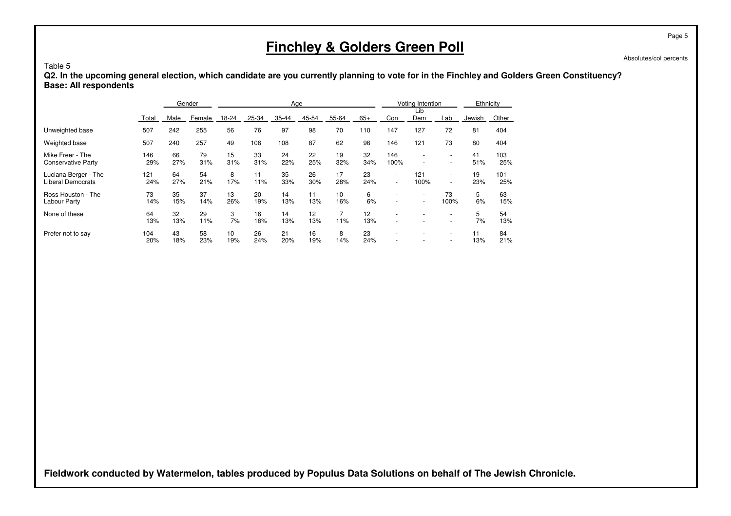# Finchley & Golders Green Poll

Absolutes/col percents

Table 5

**Q2. In the upcoming general election, which candidate are you currently planning to vote for in the Finchley and Golders Green Constituency?**
**Base: All respondents**

| | | Gender | | Age | | | | | | Voting Intention | | | Ethnicity | |
|---|---|---|---|---|---|---|---|---|---|---|---|---|---|---|
| | Total | Male | Female | 18-24 | 25-34 | 35-44 | 45-54 | 55-64 | 65+ | Con | Lib Dem | Lab | Jewish | Other |
| Unweighted base | 507 | 242 | 255 | 56 | 76 | 97 | 98 | 70 | 110 | 147 | 127 | 72 | 81 | 404 |
| Weighted base | 507 | 240 | 257 | 49 | 106 | 108 | 87 | 62 | 96 | 146 | 121 | 73 | 80 | 404 |
| Mike Freer - The Conservative Party | 146<br>29% | 66<br>27% | 79<br>31% | 15<br>31% | 33<br>31% | 24<br>22% | 22<br>25% | 19<br>32% | 32<br>34% | 146<br>100% | -<br>- | -<br>- | 41<br>51% | 103<br>25% |
| Luciana Berger - The Liberal Democrats | 121<br>24% | 64<br>27% | 54<br>21% | 8<br>17% | 11<br>11% | 35<br>33% | 26<br>30% | 17<br>28% | 23<br>24% | -<br>- | 121<br>100% | -<br>- | 19<br>23% | 101<br>25% |
| Ross Houston - The Labour Party | 73<br>14% | 35<br>15% | 37<br>14% | 13<br>26% | 20<br>19% | 14<br>13% | 11<br>13% | 10<br>16% | 6<br>6% | -<br>- | -<br>- | 73<br>100% | 5<br>6% | 63<br>15% |
| None of these | 64<br>13% | 32<br>13% | 29<br>11% | 3<br>7% | 16<br>16% | 14<br>13% | 12<br>13% | 7<br>11% | 12<br>13% | -<br>- | -<br>- | -<br>- | 5<br>7% | 54<br>13% |
| Prefer not to say | 104<br>20% | 43<br>18% | 58<br>23% | 10<br>19% | 26<br>24% | 21<br>20% | 16<br>19% | 8<br>14% | 23<br>24% | -<br>- | -<br>- | -<br>- | 11<br>13% | 84<br>21% |

**Fieldwork conducted by Watermelon, tables produced by Populus Data Solutions on behalf of The Jewish Chronicle.**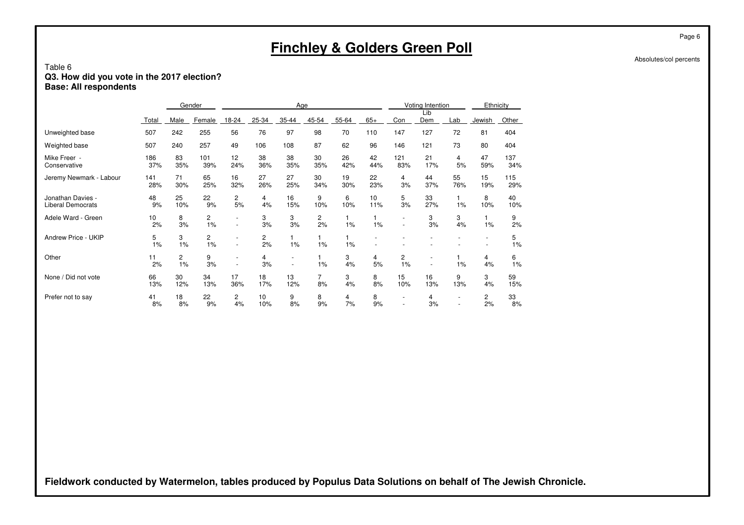# Finchley & Golders Green Poll

Absolutes/col percents

Table 6
**Q3. How did you vote in the 2017 election?**
**Base: All respondents**

| | | Gender | | Age | | | | | | Voting Intention | | | Ethnicity | |
|---|---|---|---|---|---|---|---|---|---|---|---|---|---|---|
| | Total | Male | Female | 18-24 | 25-34 | 35-44 | 45-54 | 55-64 | 65+ | Con | Lib Dem | Lab | Jewish | Other |
| Unweighted base | 507 | 242 | 255 | 56 | 76 | 97 | 98 | 70 | 110 | 147 | 127 | 72 | 81 | 404 |
| Weighted base | 507 | 240 | 257 | 49 | 106 | 108 | 87 | 62 | 96 | 146 | 121 | 73 | 80 | 404 |
| Mike Freer - Conservative | 186 | 83 | 101 | 12 | 38 | 38 | 30 | 26 | 42 | 121 | 21 | 4 | 47 | 137 |
| | 37% | 35% | 39% | 24% | 36% | 35% | 35% | 42% | 44% | 83% | 17% | 5% | 59% | 34% |
| Jeremy Newmark - Labour | 141 | 71 | 65 | 16 | 27 | 27 | 30 | 19 | 22 | 4 | 44 | 55 | 15 | 115 |
| | 28% | 30% | 25% | 32% | 26% | 25% | 34% | 30% | 23% | 3% | 37% | 76% | 19% | 29% |
| Jonathan Davies - Liberal Democrats | 48 | 25 | 22 | 2 | 4 | 16 | 9 | 6 | 10 | 5 | 33 | 1 | 8 | 40 |
| | 9% | 10% | 9% | 5% | 4% | 15% | 10% | 10% | 11% | 3% | 27% | 1% | 10% | 10% |
| Adele Ward - Green | 10 | 8 | 2 | - | 3 | 3 | 2 | 1 | 1 | - | 3 | 3 | 1 | 9 |
| | 2% | 3% | 1% | - | 3% | 3% | 2% | 1% | 1% | - | 3% | 4% | 1% | 2% |
| Andrew Price - UKIP | 5 | 3 | 2 | - | 2 | 1 | 1 | 1 | - | - | - | - | - | 5 |
| | 1% | 1% | 1% | - | 2% | 1% | 1% | 1% | - | - | - | - | - | 1% |
| Other | 11 | 2 | 9 | - | 4 | - | 1 | 3 | 4 | 2 | - | 1 | 4 | 6 |
| | 2% | 1% | 3% | - | 3% | - | 1% | 4% | 5% | 1% | - | 1% | 4% | 1% |
| None / Did not vote | 66 | 30 | 34 | 17 | 18 | 13 | 7 | 3 | 8 | 15 | 16 | 9 | 3 | 59 |
| | 13% | 12% | 13% | 36% | 17% | 12% | 8% | 4% | 8% | 10% | 13% | 13% | 4% | 15% |
| Prefer not to say | 41 | 18 | 22 | 2 | 10 | 9 | 8 | 4 | 8 | - | 4 | - | 2 | 33 |
| | 8% | 8% | 9% | 4% | 10% | 8% | 9% | 7% | 9% | - | 3% | - | 2% | 8% |

**Fieldwork conducted by Watermelon, tables produced by Populus Data Solutions on behalf of The Jewish Chronicle.**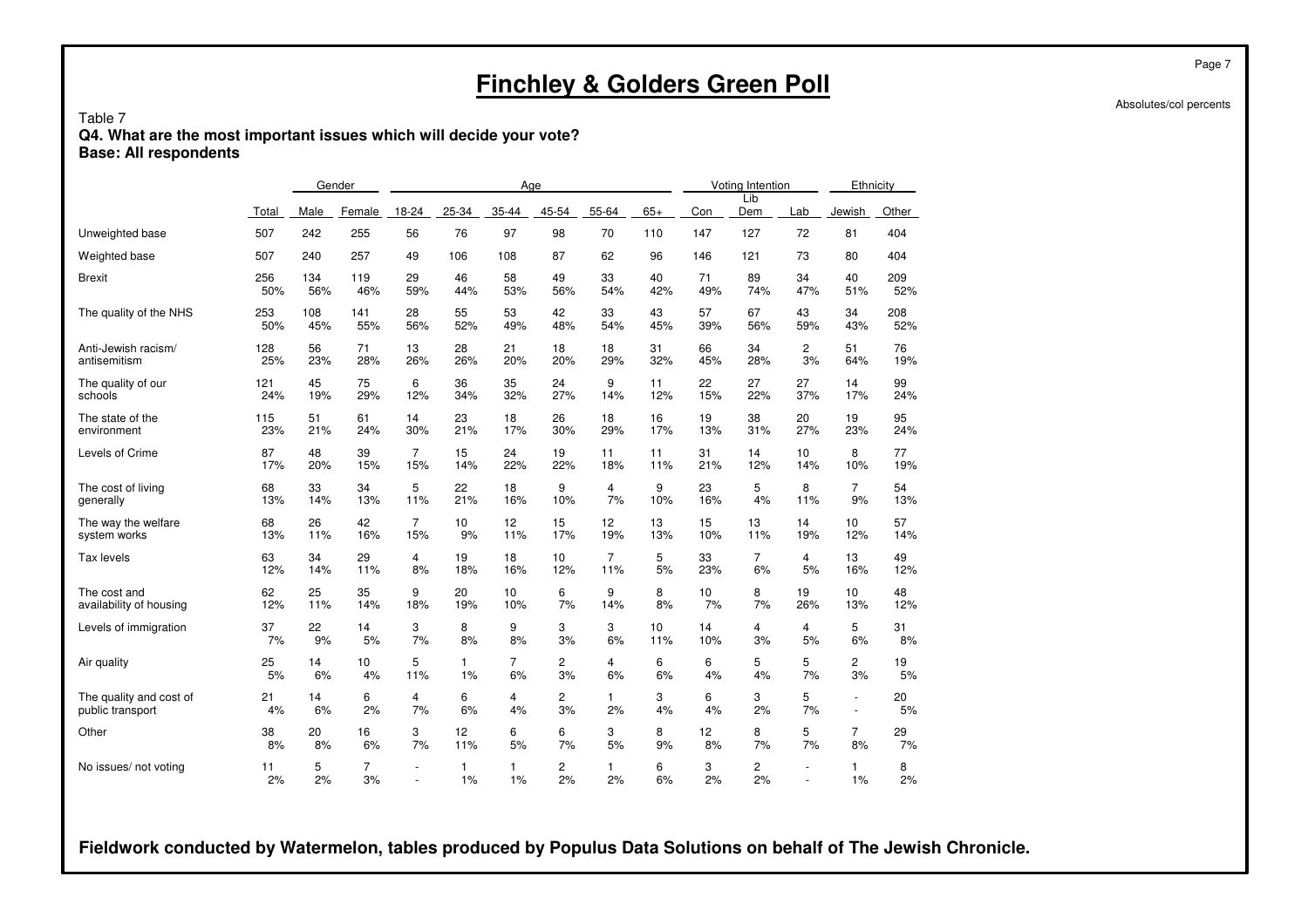# Finchley & Golders Green Poll

Absolutes/col percents

Table 7
**Q4. What are the most important issues which will decide your vote?**
**Base: All respondents**

| | Total | Gender | | Age | | | | | | Voting Intention | | | Ethnicity | |
|---|---|---|---|---|---|---|---|---|---|---|---|---|---|---|
| | Total | Male | Female | 18-24 | 25-34 | 35-44 | 45-54 | 55-64 | 65+ | Con | Lib Dem | Lab | Jewish | Other |
| Unweighted base | 507 | 242 | 255 | 56 | 76 | 97 | 98 | 70 | 110 | 147 | 127 | 72 | 81 | 404 |
| Weighted base | 507 | 240 | 257 | 49 | 106 | 108 | 87 | 62 | 96 | 146 | 121 | 73 | 80 | 404 |
| Brexit | 256 | 134 | 119 | 29 | 46 | 58 | 49 | 33 | 40 | 71 | 89 | 34 | 40 | 209 |
| | 50% | 56% | 46% | 59% | 44% | 53% | 56% | 54% | 42% | 49% | 74% | 47% | 51% | 52% |
| The quality of the NHS | 253 | 108 | 141 | 28 | 55 | 53 | 42 | 33 | 43 | 57 | 67 | 43 | 34 | 208 |
| | 50% | 45% | 55% | 56% | 52% | 49% | 48% | 54% | 45% | 39% | 56% | 59% | 43% | 52% |
| Anti-Jewish racism/ antisemitism | 128 | 56 | 71 | 13 | 28 | 21 | 18 | 18 | 31 | 66 | 34 | 2 | 51 | 76 |
| | 25% | 23% | 28% | 26% | 26% | 20% | 20% | 29% | 32% | 45% | 28% | 3% | 64% | 19% |
| The quality of our schools | 121 | 45 | 75 | 6 | 36 | 35 | 24 | 9 | 11 | 22 | 27 | 27 | 14 | 99 |
| | 24% | 19% | 29% | 12% | 34% | 32% | 27% | 14% | 12% | 15% | 22% | 37% | 17% | 24% |
| The state of the environment | 115 | 51 | 61 | 14 | 23 | 18 | 26 | 18 | 16 | 19 | 38 | 20 | 19 | 95 |
| | 23% | 21% | 24% | 30% | 21% | 17% | 30% | 29% | 17% | 13% | 31% | 27% | 23% | 24% |
| Levels of Crime | 87 | 48 | 39 | 7 | 15 | 24 | 19 | 11 | 11 | 31 | 14 | 10 | 8 | 77 |
| | 17% | 20% | 15% | 15% | 14% | 22% | 22% | 18% | 11% | 21% | 12% | 14% | 10% | 19% |
| The cost of living generally | 68 | 33 | 34 | 5 | 22 | 18 | 9 | 4 | 9 | 23 | 5 | 8 | 7 | 54 |
| | 13% | 14% | 13% | 11% | 21% | 16% | 10% | 7% | 10% | 16% | 4% | 11% | 9% | 13% |
| The way the welfare system works | 68 | 26 | 42 | 7 | 10 | 12 | 15 | 12 | 13 | 15 | 13 | 14 | 10 | 57 |
| | 13% | 11% | 16% | 15% | 9% | 11% | 17% | 19% | 13% | 10% | 11% | 19% | 12% | 14% |
| Tax levels | 63 | 34 | 29 | 4 | 19 | 18 | 10 | 7 | 5 | 33 | 7 | 4 | 13 | 49 |
| | 12% | 14% | 11% | 8% | 18% | 16% | 12% | 11% | 5% | 23% | 6% | 5% | 16% | 12% |
| The cost and availability of housing | 62 | 25 | 35 | 9 | 20 | 10 | 6 | 9 | 8 | 10 | 8 | 19 | 10 | 48 |
| | 12% | 11% | 14% | 18% | 19% | 10% | 7% | 14% | 8% | 7% | 7% | 26% | 13% | 12% |
| Levels of immigration | 37 | 22 | 14 | 3 | 8 | 9 | 3 | 3 | 10 | 14 | 4 | 4 | 5 | 31 |
| | 7% | 9% | 5% | 7% | 8% | 8% | 3% | 6% | 11% | 10% | 3% | 5% | 6% | 8% |
| Air quality | 25 | 14 | 10 | 5 | 1 | 7 | 2 | 4 | 6 | 6 | 5 | 5 | 2 | 19 |
| | 5% | 6% | 4% | 11% | 1% | 6% | 3% | 6% | 6% | 4% | 4% | 7% | 3% | 5% |
| The quality and cost of public transport | 21 | 14 | 6 | 4 | 6 | 4 | 2 | 1 | 3 | 6 | 3 | 5 | - | 20 |
| | 4% | 6% | 2% | 7% | 6% | 4% | 3% | 2% | 4% | 4% | 2% | 7% | - | 5% |
| Other | 38 | 20 | 16 | 3 | 12 | 6 | 6 | 3 | 8 | 12 | 8 | 5 | 7 | 29 |
| | 8% | 8% | 6% | 7% | 11% | 5% | 7% | 5% | 9% | 8% | 7% | 7% | 8% | 7% |
| No issues/ not voting | 11 | 5 | 7 | - | 1 | 1 | 2 | 1 | 6 | 3 | 2 | - | 1 | 8 |
| | 2% | 2% | 3% | - | 1% | 1% | 2% | 2% | 6% | 2% | 2% | - | 1% | 2% |

**Fieldwork conducted by Watermelon, tables produced by Populus Data Solutions on behalf of The Jewish Chronicle.**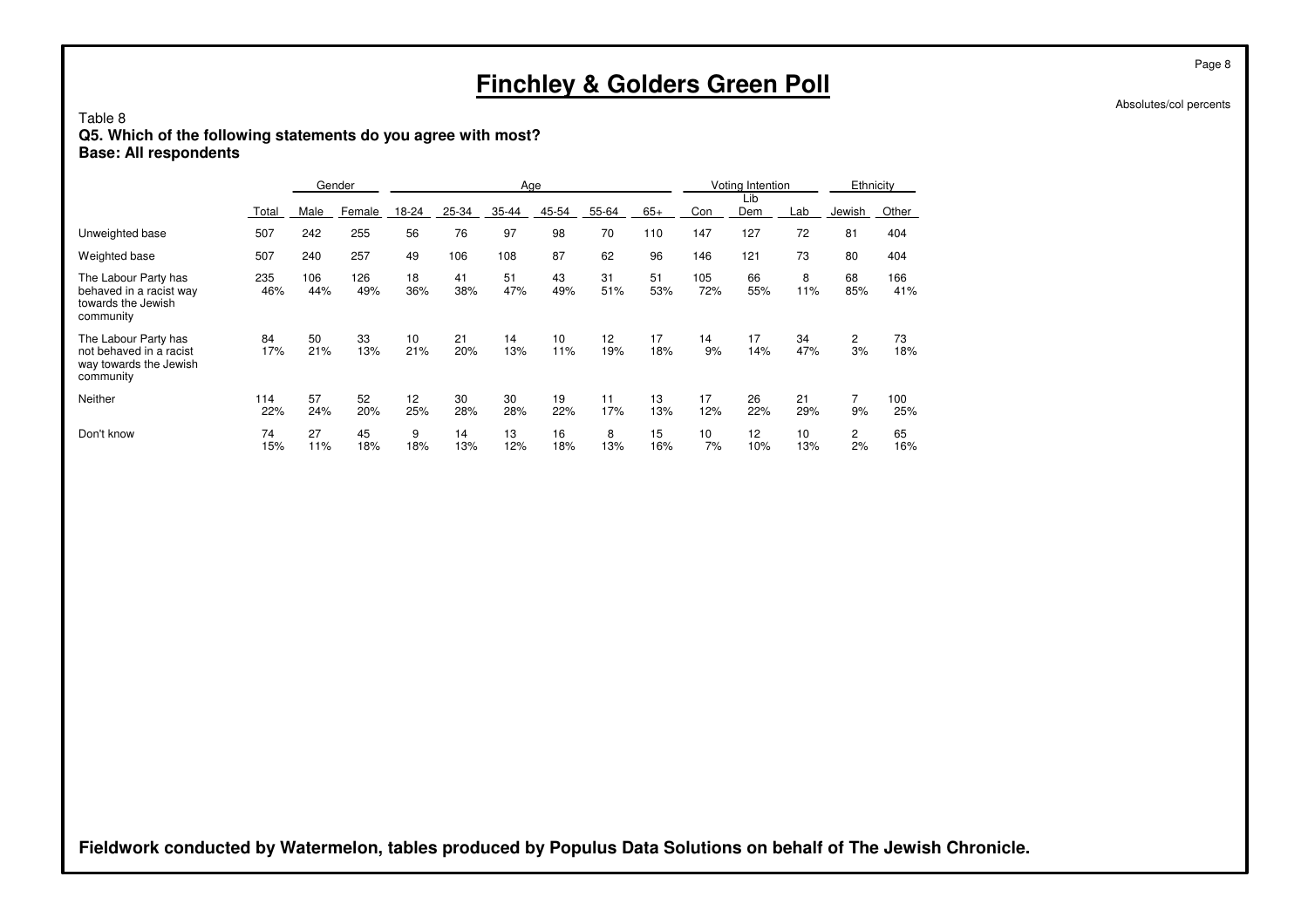# Finchley & Golders Green Poll

Absolutes/col percents

Table 8

**Q5. Which of the following statements do you agree with most?**
**Base: All respondents**

| | | Gender | | Age | | | | | | Voting Intention | | | Ethnicity | |
|---|---|---|---|---|---|---|---|---|---|---|---|---|---|---|
| | Total | Male | Female | 18-24 | 25-34 | 35-44 | 45-54 | 55-64 | 65+ | Con | Lib Dem | Lab | Jewish | Other |
| Unweighted base | 507 | 242 | 255 | 56 | 76 | 97 | 98 | 70 | 110 | 147 | 127 | 72 | 81 | 404 |
| Weighted base | 507 | 240 | 257 | 49 | 106 | 108 | 87 | 62 | 96 | 146 | 121 | 73 | 80 | 404 |
| The Labour Party has behaved in a racist way towards the Jewish community | 235 | 106 | 126 | 18 | 41 | 51 | 43 | 31 | 51 | 105 | 66 | 8 | 68 | 166 |
| | 46% | 44% | 49% | 36% | 38% | 47% | 49% | 51% | 53% | 72% | 55% | 11% | 85% | 41% |
| The Labour Party has not behaved in a racist way towards the Jewish community | 84 | 50 | 33 | 10 | 21 | 14 | 10 | 12 | 17 | 14 | 17 | 34 | 2 | 73 |
| | 17% | 21% | 13% | 21% | 20% | 13% | 11% | 19% | 18% | 9% | 14% | 47% | 3% | 18% |
| Neither | 114 | 57 | 52 | 12 | 30 | 30 | 19 | 11 | 13 | 17 | 26 | 21 | 7 | 100 |
| | 22% | 24% | 20% | 25% | 28% | 28% | 22% | 17% | 13% | 12% | 22% | 29% | 9% | 25% |
| Don't know | 74 | 27 | 45 | 9 | 14 | 13 | 16 | 8 | 15 | 10 | 12 | 10 | 2 | 65 |
| | 15% | 11% | 18% | 18% | 13% | 12% | 18% | 13% | 16% | 7% | 10% | 13% | 2% | 16% |

**Fieldwork conducted by Watermelon, tables produced by Populus Data Solutions on behalf of The Jewish Chronicle.**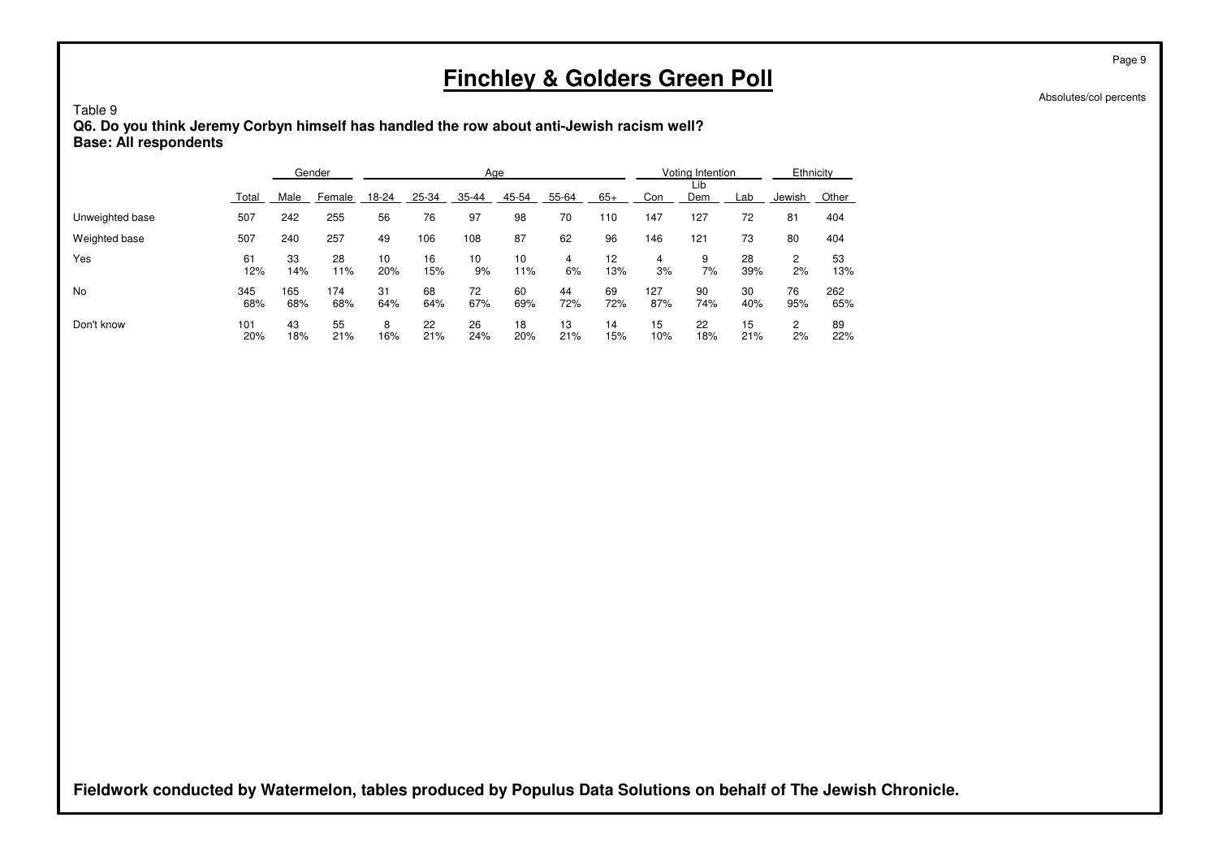# Finchley & Golders Green Poll

Absolutes/col percents

Table 9
**Q6. Do you think Jeremy Corbyn himself has handled the row about anti-Jewish racism well?**
**Base: All respondents**

| | | Gender | | Age | | | | | | Voting Intention | | | Ethnicity | |
|---|---|---|---|---|---|---|---|---|---|---|---|---|---|---|
| | Total | Male | Female | 18-24 | 25-34 | 35-44 | 45-54 | 55-64 | 65+ | Con | Lib Dem | Lab | Jewish | Other |
| Unweighted base | 507 | 242 | 255 | 56 | 76 | 97 | 98 | 70 | 110 | 147 | 127 | 72 | 81 | 404 |
| Weighted base | 507 | 240 | 257 | 49 | 106 | 108 | 87 | 62 | 96 | 146 | 121 | 73 | 80 | 404 |
| Yes | 61 | 33 | 28 | 10 | 16 | 10 | 10 | 4 | 12 | 4 | 9 | 28 | 2 | 53 |
| | 12% | 14% | 11% | 20% | 15% | 9% | 11% | 6% | 13% | 3% | 7% | 39% | 2% | 13% |
| No | 345 | 165 | 174 | 31 | 68 | 72 | 60 | 44 | 69 | 127 | 90 | 30 | 76 | 262 |
| | 68% | 68% | 68% | 64% | 64% | 67% | 69% | 72% | 72% | 87% | 74% | 40% | 95% | 65% |
| Don't know | 101 | 43 | 55 | 8 | 22 | 26 | 18 | 13 | 14 | 15 | 22 | 15 | 2 | 89 |
| | 20% | 18% | 21% | 16% | 21% | 24% | 20% | 21% | 15% | 10% | 18% | 21% | 2% | 22% |

**Fieldwork conducted by Watermelon, tables produced by Populus Data Solutions on behalf of The Jewish Chronicle.**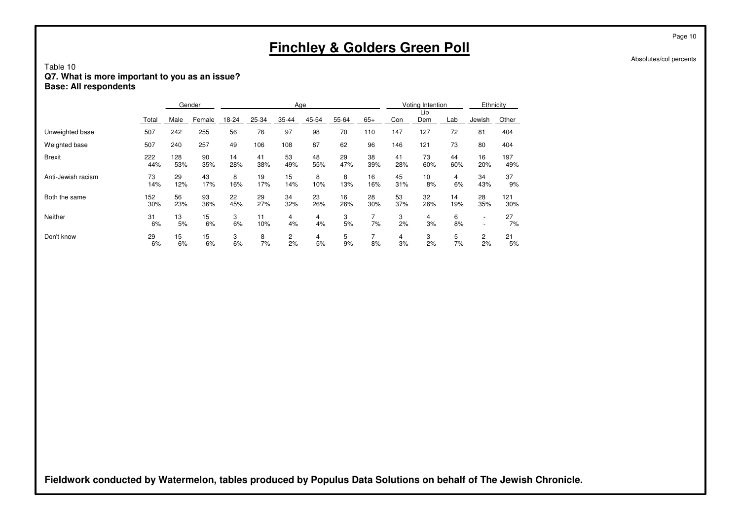# Finchley & Golders Green Poll

Absolutes/col percents

Table 10
**Q7. What is more important to you as an issue?**
**Base: All respondents**

| | | Gender | | Age | | | | | | Voting Intention | | | Ethnicity | |
|---|---|---|---|---|---|---|---|---|---|---|---|---|---|---|
| | Total | Male | Female | 18-24 | 25-34 | 35-44 | 45-54 | 55-64 | 65+ | Con | Lib Dem | Lab | Jewish | Other |
| Unweighted base | 507 | 242 | 255 | 56 | 76 | 97 | 98 | 70 | 110 | 147 | 127 | 72 | 81 | 404 |
| Weighted base | 507 | 240 | 257 | 49 | 106 | 108 | 87 | 62 | 96 | 146 | 121 | 73 | 80 | 404 |
| Brexit | 222 | 128 | 90 | 14 | 41 | 53 | 48 | 29 | 38 | 41 | 73 | 44 | 16 | 197 |
| | 44% | 53% | 35% | 28% | 38% | 49% | 55% | 47% | 39% | 28% | 60% | 60% | 20% | 49% |
| Anti-Jewish racism | 73 | 29 | 43 | 8 | 19 | 15 | 8 | 8 | 16 | 45 | 10 | 4 | 34 | 37 |
| | 14% | 12% | 17% | 16% | 17% | 14% | 10% | 13% | 16% | 31% | 8% | 6% | 43% | 9% |
| Both the same | 152 | 56 | 93 | 22 | 29 | 34 | 23 | 16 | 28 | 53 | 32 | 14 | 28 | 121 |
| | 30% | 23% | 36% | 45% | 27% | 32% | 26% | 26% | 30% | 37% | 26% | 19% | 35% | 30% |
| Neither | 31 | 13 | 15 | 3 | 11 | 4 | 4 | 3 | 7 | 3 | 4 | 6 | - | 27 |
| | 6% | 5% | 6% | 6% | 10% | 4% | 4% | 5% | 7% | 2% | 3% | 8% | - | 7% |
| Don't know | 29 | 15 | 15 | 3 | 8 | 2 | 4 | 5 | 7 | 4 | 3 | 5 | 2 | 21 |
| | 6% | 6% | 6% | 6% | 7% | 2% | 5% | 9% | 8% | 3% | 2% | 7% | 2% | 5% |

**Fieldwork conducted by Watermelon, tables produced by Populus Data Solutions on behalf of The Jewish Chronicle.**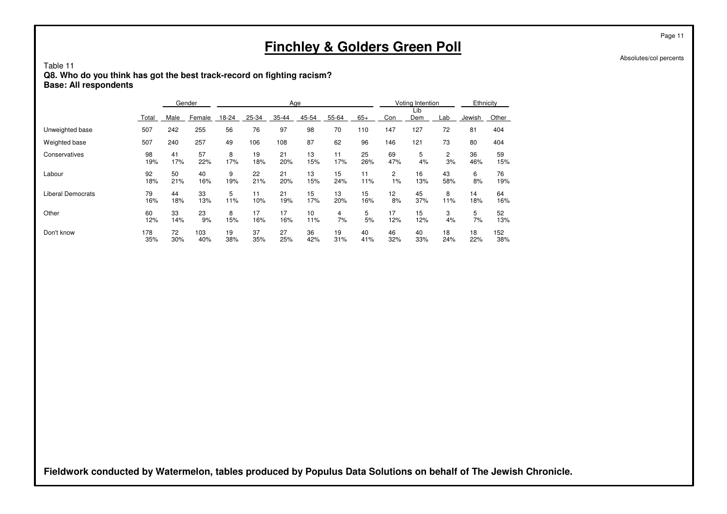# Finchley & Golders Green Poll

Absolutes/col percents

Table 11
**Q8. Who do you think has got the best track-record on fighting racism?**
**Base: All respondents**

| | | Gender | | Age | | | | | | Voting Intention | | | Ethnicity | |
|---|---|---|---|---|---|---|---|---|---|---|---|---|---|---|
| | Total | Male | Female | 18-24 | 25-34 | 35-44 | 45-54 | 55-64 | 65+ | Con | Lib Dem | Lab | Jewish | Other |
| Unweighted base | 507 | 242 | 255 | 56 | 76 | 97 | 98 | 70 | 110 | 147 | 127 | 72 | 81 | 404 |
| Weighted base | 507 | 240 | 257 | 49 | 106 | 108 | 87 | 62 | 96 | 146 | 121 | 73 | 80 | 404 |
| Conservatives | 98 | 41 | 57 | 8 | 19 | 21 | 13 | 11 | 25 | 69 | 5 | 2 | 36 | 59 |
| | 19% | 17% | 22% | 17% | 18% | 20% | 15% | 17% | 26% | 47% | 4% | 3% | 46% | 15% |
| Labour | 92 | 50 | 40 | 9 | 22 | 21 | 13 | 15 | 11 | 2 | 16 | 43 | 6 | 76 |
| | 18% | 21% | 16% | 19% | 21% | 20% | 15% | 24% | 11% | 1% | 13% | 58% | 8% | 19% |
| Liberal Democrats | 79 | 44 | 33 | 5 | 11 | 21 | 15 | 13 | 15 | 12 | 45 | 8 | 14 | 64 |
| | 16% | 18% | 13% | 11% | 10% | 19% | 17% | 20% | 16% | 8% | 37% | 11% | 18% | 16% |
| Other | 60 | 33 | 23 | 8 | 17 | 17 | 10 | 4 | 5 | 17 | 15 | 3 | 5 | 52 |
| | 12% | 14% | 9% | 15% | 16% | 16% | 11% | 7% | 5% | 12% | 12% | 4% | 7% | 13% |
| Don't know | 178 | 72 | 103 | 19 | 37 | 27 | 36 | 19 | 40 | 46 | 40 | 18 | 18 | 152 |
| | 35% | 30% | 40% | 38% | 35% | 25% | 42% | 31% | 41% | 32% | 33% | 24% | 22% | 38% |

**Fieldwork conducted by Watermelon, tables produced by Populus Data Solutions on behalf of The Jewish Chronicle.**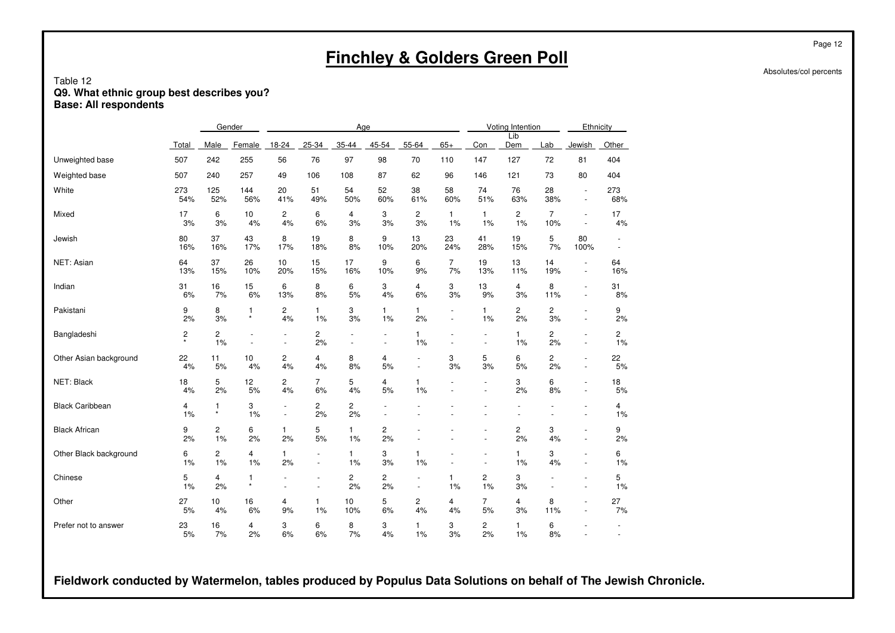# Finchley & Golders Green Poll

Absolutes/col percents

Table 12
**Q9. What ethnic group best describes you?**
**Base: All respondents**

| | | Gender | | Age | | | | | | Voting Intention | | | Ethnicity | |
|---|---|---|---|---|---|---|---|---|---|---|---|---|---|---|
| | Total | Male | Female | 18-24 | 25-34 | 35-44 | 45-54 | 55-64 | 65+ | Con | Lib Dem | Lab | Jewish | Other |
| Unweighted base | 507 | 242 | 255 | 56 | 76 | 97 | 98 | 70 | 110 | 147 | 127 | 72 | 81 | 404 |
| Weighted base | 507 | 240 | 257 | 49 | 106 | 108 | 87 | 62 | 96 | 146 | 121 | 73 | 80 | 404 |
| White | 273 | 125 | 144 | 20 | 51 | 54 | 52 | 38 | 58 | 74 | 76 | 28 | - | 273 |
| | 54% | 52% | 56% | 41% | 49% | 50% | 60% | 61% | 60% | 51% | 63% | 38% | - | 68% |
| Mixed | 17 | 6 | 10 | 2 | 6 | 4 | 3 | 2 | 1 | 1 | 2 | 7 | - | 17 |
| | 3% | 3% | 4% | 4% | 6% | 3% | 3% | 3% | 1% | 1% | 1% | 10% | - | 4% |
| Jewish | 80 | 37 | 43 | 8 | 19 | 8 | 9 | 13 | 23 | 41 | 19 | 5 | 80 | - |
| | 16% | 16% | 17% | 17% | 18% | 8% | 10% | 20% | 24% | 28% | 15% | 7% | 100% | - |
| NET: Asian | 64 | 37 | 26 | 10 | 15 | 17 | 9 | 6 | 7 | 19 | 13 | 14 | - | 64 |
| | 13% | 15% | 10% | 20% | 15% | 16% | 10% | 9% | 7% | 13% | 11% | 19% | - | 16% |
| Indian | 31 | 16 | 15 | 6 | 8 | 6 | 3 | 4 | 3 | 13 | 4 | 8 | - | 31 |
| | 6% | 7% | 6% | 13% | 8% | 5% | 4% | 6% | 3% | 9% | 3% | 11% | - | 8% |
| Pakistani | 9 | 8 | 1 | 2 | 1 | 3 | 1 | 1 | - | 1 | 2 | 2 | - | 9 |
| | 2% | 3% | * | 4% | 1% | 3% | 1% | 2% | - | 1% | 2% | 3% | - | 2% |
| Bangladeshi | 2 | 2 | - | - | 2 | - | - | 1 | - | - | 1 | 2 | - | 2 |
| | * | 1% | - | - | 2% | - | - | 1% | - | - | 1% | 2% | - | 1% |
| Other Asian background | 22 | 11 | 10 | 2 | 4 | 8 | 4 | - | 3 | 5 | 6 | 2 | - | 22 |
| | 4% | 5% | 4% | 4% | 4% | 8% | 5% | - | 3% | 3% | 5% | 2% | - | 5% |
| NET: Black | 18 | 5 | 12 | 2 | 7 | 5 | 4 | 1 | - | - | 3 | 6 | - | 18 |
| | 4% | 2% | 5% | 4% | 6% | 4% | 5% | 1% | - | - | 2% | 8% | - | 5% |
| Black Caribbean | 4 | 1 | 3 | - | 2 | 2 | - | - | - | - | - | - | - | 4 |
| | 1% | * | 1% | - | 2% | 2% | - | - | - | - | - | - | - | 1% |
| Black African | 9 | 2 | 6 | 1 | 5 | 1 | 2 | - | - | - | 2 | 3 | - | 9 |
| | 2% | 1% | 2% | 2% | 5% | 1% | 2% | - | - | - | 2% | 4% | - | 2% |
| Other Black background | 6 | 2 | 4 | 1 | - | 1 | 3 | 1 | - | - | 1 | 3 | - | 6 |
| | 1% | 1% | 1% | 2% | - | 1% | 3% | 1% | - | - | 1% | 4% | - | 1% |
| Chinese | 5 | 4 | 1 | - | - | 2 | 2 | - | 1 | 2 | 3 | - | - | 5 |
| | 1% | 2% | * | - | - | 2% | 2% | - | 1% | 1% | 3% | - | - | 1% |
| Other | 27 | 10 | 16 | 4 | 1 | 10 | 5 | 2 | 4 | 7 | 4 | 8 | - | 27 |
| | 5% | 4% | 6% | 9% | 1% | 10% | 6% | 4% | 4% | 5% | 3% | 11% | - | 7% |
| Prefer not to answer | 23 | 16 | 4 | 3 | 6 | 8 | 3 | 1 | 3 | 2 | 1 | 6 | - | - |
| | 5% | 7% | 2% | 6% | 6% | 7% | 4% | 1% | 3% | 2% | 1% | 8% | - | - |

**Fieldwork conducted by Watermelon, tables produced by Populus Data Solutions on behalf of The Jewish Chronicle.**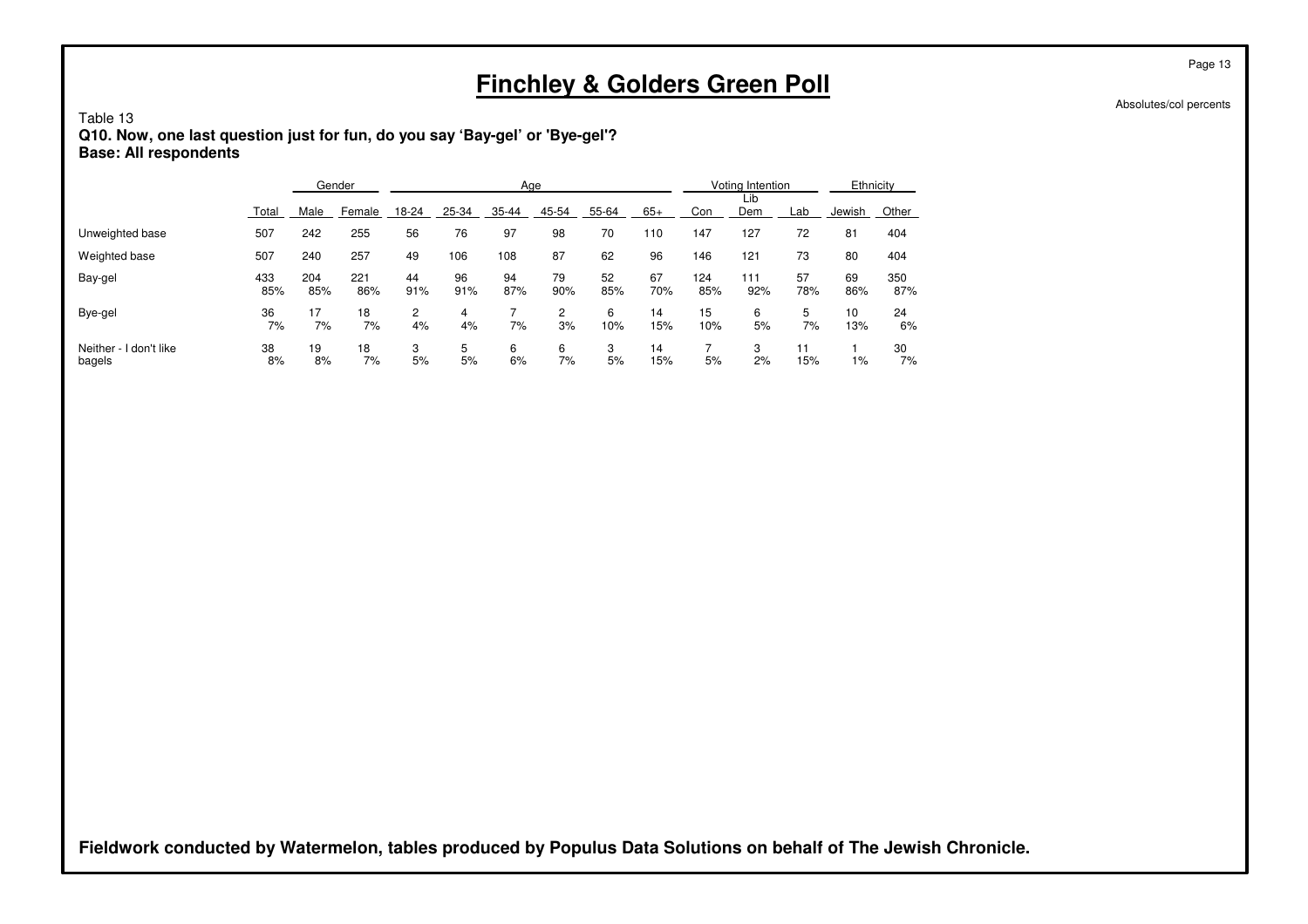# Finchley & Golders Green Poll

Absolutes/col percents

Table 13
**Q10. Now, one last question just for fun, do you say 'Bay-gel' or 'Bye-gel'?**
**Base: All respondents**

| | | Gender | | Age | | | | | | Voting Intention | | | Ethnicity | |
|---|---|---|---|---|---|---|---|---|---|---|---|---|---|---|
| | Total | Male | Female | 18-24 | 25-34 | 35-44 | 45-54 | 55-64 | 65+ | Con | Lib Dem | Lab | Jewish | Other |
| Unweighted base | 507 | 242 | 255 | 56 | 76 | 97 | 98 | 70 | 110 | 147 | 127 | 72 | 81 | 404 |
| Weighted base | 507 | 240 | 257 | 49 | 106 | 108 | 87 | 62 | 96 | 146 | 121 | 73 | 80 | 404 |
| Bay-gel | 433 | 204 | 221 | 44 | 96 | 94 | 79 | 52 | 67 | 124 | 111 | 57 | 69 | 350 |
| | 85% | 85% | 86% | 91% | 91% | 87% | 90% | 85% | 70% | 85% | 92% | 78% | 86% | 87% |
| Bye-gel | 36 | 17 | 18 | 2 | 4 | 7 | 2 | 6 | 14 | 15 | 6 | 5 | 10 | 24 |
| | 7% | 7% | 7% | 4% | 4% | 7% | 3% | 10% | 15% | 10% | 5% | 7% | 13% | 6% |
| Neither - I don't like bagels | 38 | 19 | 18 | 3 | 5 | 6 | 6 | 3 | 14 | 7 | 3 | 11 | 1 | 30 |
| | 8% | 8% | 7% | 5% | 5% | 6% | 7% | 5% | 15% | 5% | 2% | 15% | 1% | 7% |

**Fieldwork conducted by Watermelon, tables produced by Populus Data Solutions on behalf of The Jewish Chronicle.**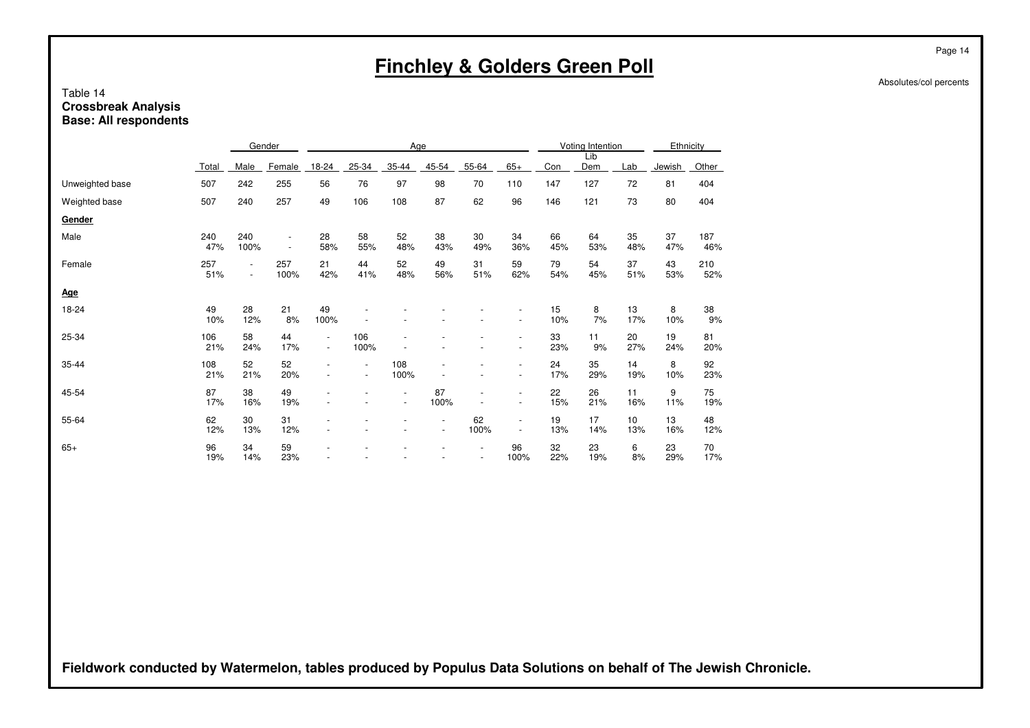# Finchley & Golders Green Poll

Absolutes/col percents

Table 14
**Crossbreak Analysis**
**Base: All respondents**

| | | Gender | | Age | | | | | | Voting Intention | | | Ethnicity | |
|---|---|---|---|---|---|---|---|---|---|---|---|---|---|---|
| | Total | Male | Female | 18-24 | 25-34 | 35-44 | 45-54 | 55-64 | 65+ | Con | Lib Dem | Lab | Jewish | Other |
| Unweighted base | 507 | 242 | 255 | 56 | 76 | 97 | 98 | 70 | 110 | 147 | 127 | 72 | 81 | 404 |
| Weighted base | 507 | 240 | 257 | 49 | 106 | 108 | 87 | 62 | 96 | 146 | 121 | 73 | 80 | 404 |
| **Gender** | | | | | | | | | | | | | | |
| Male | 240 | 240 | - | 28 | 58 | 52 | 38 | 30 | 34 | 66 | 64 | 35 | 37 | 187 |
| | 47% | 100% | - | 58% | 55% | 48% | 43% | 49% | 36% | 45% | 53% | 48% | 47% | 46% |
| Female | 257 | - | 257 | 21 | 44 | 52 | 49 | 31 | 59 | 79 | 54 | 37 | 43 | 210 |
| | 51% | - | 100% | 42% | 41% | 48% | 56% | 51% | 62% | 54% | 45% | 51% | 53% | 52% |
| **Age** | | | | | | | | | | | | | | |
| 18-24 | 49 | 28 | 21 | 49 | - | - | - | - | - | 15 | 8 | 13 | 8 | 38 |
| | 10% | 12% | 8% | 100% | - | - | - | - | - | 10% | 7% | 17% | 10% | 9% |
| 25-34 | 106 | 58 | 44 | - | 106 | - | - | - | - | 33 | 11 | 20 | 19 | 81 |
| | 21% | 24% | 17% | - | 100% | - | - | - | - | 23% | 9% | 27% | 24% | 20% |
| 35-44 | 108 | 52 | 52 | - | - | 108 | - | - | - | 24 | 35 | 14 | 8 | 92 |
| | 21% | 21% | 20% | - | - | 100% | - | - | - | 17% | 29% | 19% | 10% | 23% |
| 45-54 | 87 | 38 | 49 | - | - | - | 87 | - | - | 22 | 26 | 11 | 9 | 75 |
| | 17% | 16% | 19% | - | - | - | 100% | - | - | 15% | 21% | 16% | 11% | 19% |
| 55-64 | 62 | 30 | 31 | - | - | - | - | 62 | - | 19 | 17 | 10 | 13 | 48 |
| | 12% | 13% | 12% | - | - | - | - | 100% | - | 13% | 14% | 13% | 16% | 12% |
| 65+ | 96 | 34 | 59 | - | - | - | - | - | 96 | 32 | 23 | 6 | 23 | 70 |
| | 19% | 14% | 23% | - | - | - | - | - | 100% | 22% | 19% | 8% | 29% | 17% |

**Fieldwork conducted by Watermelon, tables produced by Populus Data Solutions on behalf of The Jewish Chronicle.**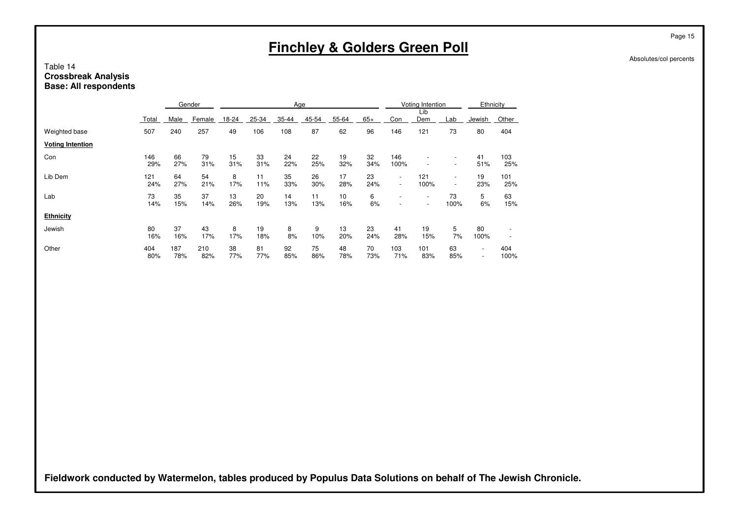# Finchley & Golders Green Poll

Absolutes/col percents

Table 14
**Crossbreak Analysis**
**Base: All respondents**

| | | Gender | | Age | | | | | | Voting Intention | | | Ethnicity | |
|---|---|---|---|---|---|---|---|---|---|---|---|---|---|---|
| | Total | Male | Female | 18-24 | 25-34 | 35-44 | 45-54 | 55-64 | 65+ | Con | Lib Dem | Lab | Jewish | Other |
| Weighted base | 507 | 240 | 257 | 49 | 106 | 108 | 87 | 62 | 96 | 146 | 121 | 73 | 80 | 404 |
| **Voting Intention** | | | | | | | | | | | | | | |
| Con | 146 | 66 | 79 | 15 | 33 | 24 | 22 | 19 | 32 | 146 | - | - | 41 | 103 |
| | 29% | 27% | 31% | 31% | 31% | 22% | 25% | 32% | 34% | 100% | - | - | 51% | 25% |
| Lib Dem | 121 | 64 | 54 | 8 | 11 | 35 | 26 | 17 | 23 | - | 121 | - | 19 | 101 |
| | 24% | 27% | 21% | 17% | 11% | 33% | 30% | 28% | 24% | - | 100% | - | 23% | 25% |
| Lab | 73 | 35 | 37 | 13 | 20 | 14 | 11 | 10 | 6 | - | - | 73 | 5 | 63 |
| | 14% | 15% | 14% | 26% | 19% | 13% | 13% | 16% | 6% | - | - | 100% | 6% | 15% |
| **Ethnicity** | | | | | | | | | | | | | | |
| Jewish | 80 | 37 | 43 | 8 | 19 | 8 | 9 | 13 | 23 | 41 | 19 | 5 | 80 | - |
| | 16% | 16% | 17% | 17% | 18% | 8% | 10% | 20% | 24% | 28% | 15% | 7% | 100% | - |
| Other | 404 | 187 | 210 | 38 | 81 | 92 | 75 | 48 | 70 | 103 | 101 | 63 | - | 404 |
| | 80% | 78% | 82% | 77% | 77% | 85% | 86% | 78% | 73% | 71% | 83% | 85% | - | 100% |

**Fieldwork conducted by Watermelon, tables produced by Populus Data Solutions on behalf of The Jewish Chronicle.**